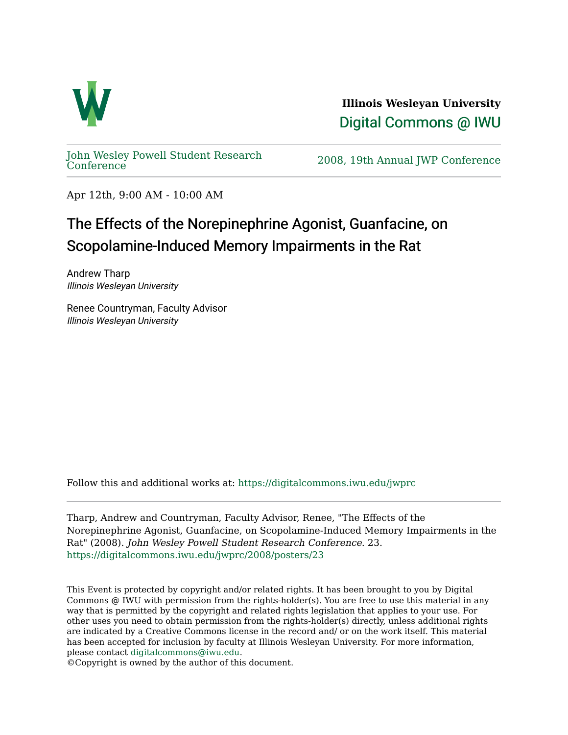**Illinois Wesleyan University**

Digital Commons @ IWU

John Wesley Powell Student Research Conference

2008, 19th Annual JWP Conference

Apr 12th, 9:00 AM - 10:00 AM

# The Effects of the Norepinephrine Agonist, Guanfacine, on Scopolamine-Induced Memory Impairments in the Rat

Andrew Tharp
*Illinois Wesleyan University*

Renee Countryman, Faculty Advisor
*Illinois Wesleyan University*

Follow this and additional works at: https://digitalcommons.iwu.edu/jwprc

Tharp, Andrew and Countryman, Faculty Advisor, Renee, "The Effects of the Norepinephrine Agonist, Guanfacine, on Scopolamine-Induced Memory Impairments in the Rat" (2008). *John Wesley Powell Student Research Conference*. 23.
https://digitalcommons.iwu.edu/jwprc/2008/posters/23

This Event is protected by copyright and/or related rights. It has been brought to you by Digital Commons @ IWU with permission from the rights-holder(s). You are free to use this material in any way that is permitted by the copyright and related rights legislation that applies to your use. For other uses you need to obtain permission from the rights-holder(s) directly, unless additional rights are indicated by a Creative Commons license in the record and/ or on the work itself. This material has been accepted for inclusion by faculty at Illinois Wesleyan University. For more information, please contact digitalcommons@iwu.edu.
©Copyright is owned by the author of this document.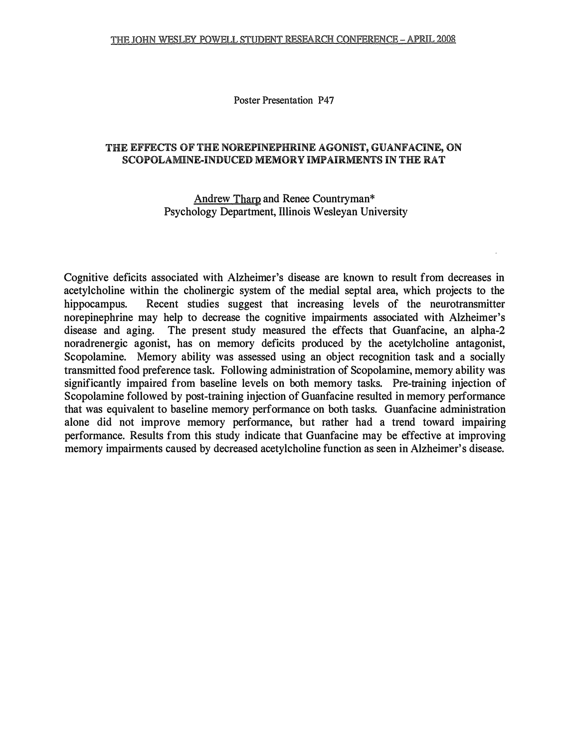Poster Presentation P47

## THE EFFECTS OF THE NOREPINEPHRINE AGONIST, GUANFACINE, ON SCOPOLAMINE-INDUCED MEMORY IMPAIRMENTS IN THE RAT

Andrew Tharp and Renee Countryman*
Psychology Department, Illinois Wesleyan University

Cognitive deficits associated with Alzheimer's disease are known to result from decreases in acetylcholine within the cholinergic system of the medial septal area, which projects to the hippocampus. Recent studies suggest that increasing levels of the neurotransmitter norepinephrine may help to decrease the cognitive impairments associated with Alzheimer's disease and aging. The present study measured the effects that Guanfacine, an alpha-2 noradrenergic agonist, has on memory deficits produced by the acetylcholine antagonist, Scopolamine. Memory ability was assessed using an object recognition task and a socially transmitted food preference task. Following administration of Scopolamine, memory ability was significantly impaired from baseline levels on both memory tasks. Pre-training injection of Scopolamine followed by post-training injection of Guanfacine resulted in memory performance that was equivalent to baseline memory performance on both tasks. Guanfacine administration alone did not improve memory performance, but rather had a trend toward impairing performance. Results from this study indicate that Guanfacine may be effective at improving memory impairments caused by decreased acetylcholine function as seen in Alzheimer's disease.